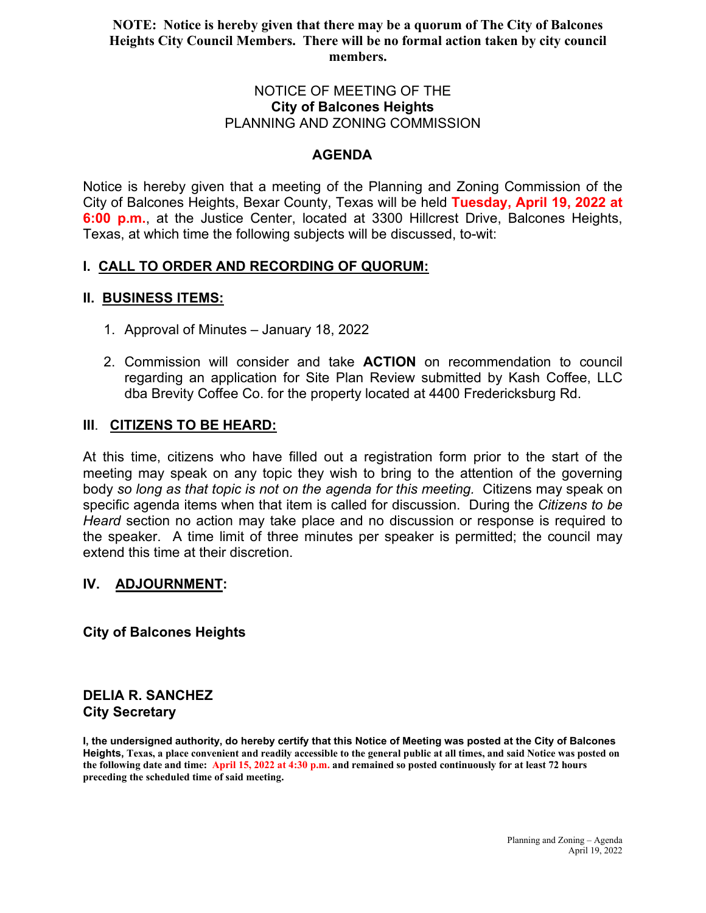**NOTE: Notice is hereby given that there may be a quorum of The City of Balcones Heights City Council Members. There will be no formal action taken by city council members.**

NOTICE OF MEETING OF THE
**City of Balcones Heights**
PLANNING AND ZONING COMMISSION

## AGENDA

Notice is hereby given that a meeting of the Planning and Zoning Commission of the City of Balcones Heights, Bexar County, Texas will be held **Tuesday, April 19, 2022 at 6:00 p.m.**, at the Justice Center, located at 3300 Hillcrest Drive, Balcones Heights, Texas, at which time the following subjects will be discussed, to-wit:

### I. CALL TO ORDER AND RECORDING OF QUORUM:

### II. BUSINESS ITEMS:

1. Approval of Minutes – January 18, 2022

2. Commission will consider and take **ACTION** on recommendation to council regarding an application for Site Plan Review submitted by Kash Coffee, LLC dba Brevity Coffee Co. for the property located at 4400 Fredericksburg Rd.

### III. CITIZENS TO BE HEARD:

At this time, citizens who have filled out a registration form prior to the start of the meeting may speak on any topic they wish to bring to the attention of the governing body *so long as that topic is not on the agenda for this meeting.* Citizens may speak on specific agenda items when that item is called for discussion. During the *Citizens to be Heard* section no action may take place and no discussion or response is required to the speaker. A time limit of three minutes per speaker is permitted; the council may extend this time at their discretion.

### IV. ADJOURNMENT:

**City of Balcones Heights**

**DELIA R. SANCHEZ**
**City Secretary**

**I, the undersigned authority, do hereby certify that this Notice of Meeting was posted at the City of Balcones Heights, Texas, a place convenient and readily accessible to the general public at all times, and said Notice was posted on the following date and time: April 15, 2022 at 4:30 p.m. and remained so posted continuously for at least 72 hours preceding the scheduled time of said meeting.**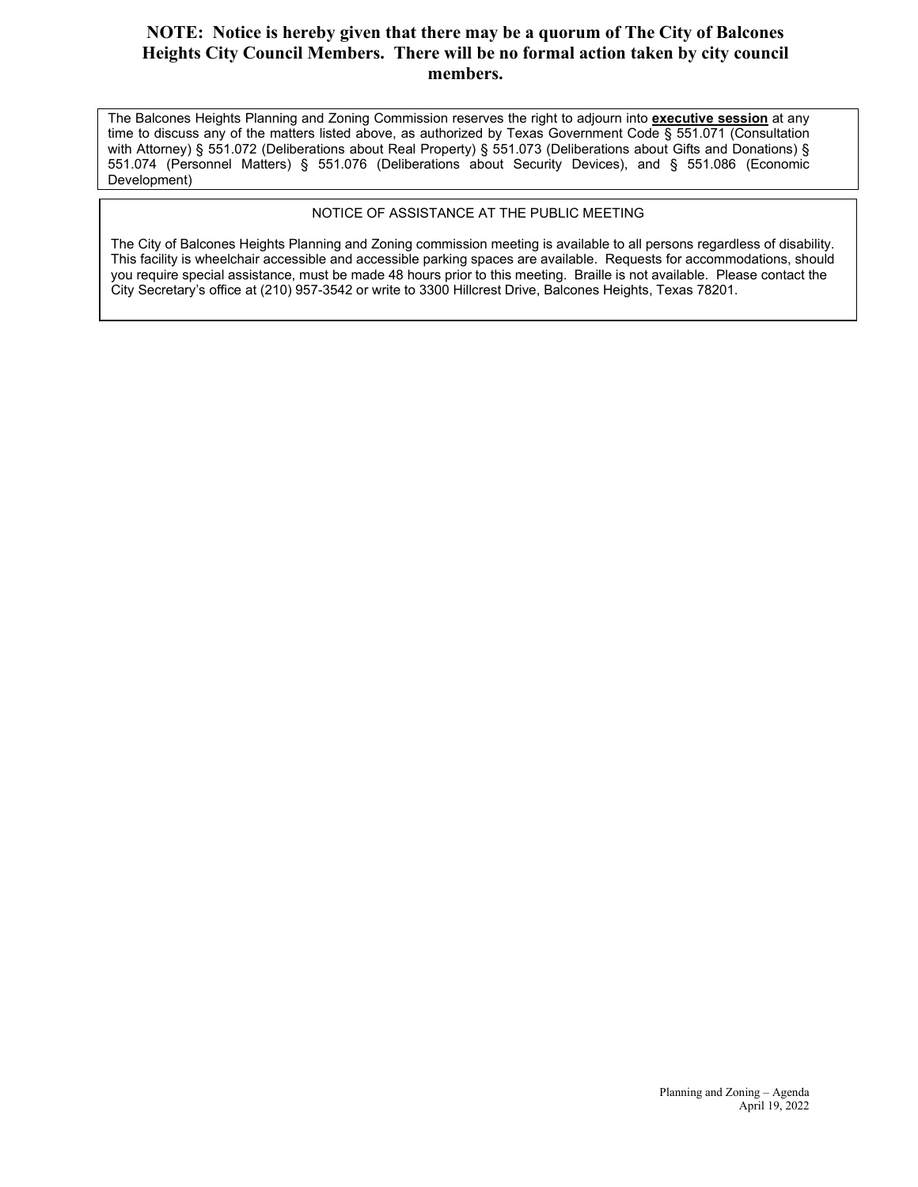**NOTE: Notice is hereby given that there may be a quorum of The City of Balcones Heights City Council Members. There will be no formal action taken by city council members.**

The Balcones Heights Planning and Zoning Commission reserves the right to adjourn into **executive session** at any time to discuss any of the matters listed above, as authorized by Texas Government Code § 551.071 (Consultation with Attorney) § 551.072 (Deliberations about Real Property) § 551.073 (Deliberations about Gifts and Donations) § 551.074 (Personnel Matters) § 551.076 (Deliberations about Security Devices), and § 551.086 (Economic Development)

NOTICE OF ASSISTANCE AT THE PUBLIC MEETING

The City of Balcones Heights Planning and Zoning commission meeting is available to all persons regardless of disability. This facility is wheelchair accessible and accessible parking spaces are available. Requests for accommodations, should you require special assistance, must be made 48 hours prior to this meeting. Braille is not available. Please contact the City Secretary's office at (210) 957-3542 or write to 3300 Hillcrest Drive, Balcones Heights, Texas 78201.